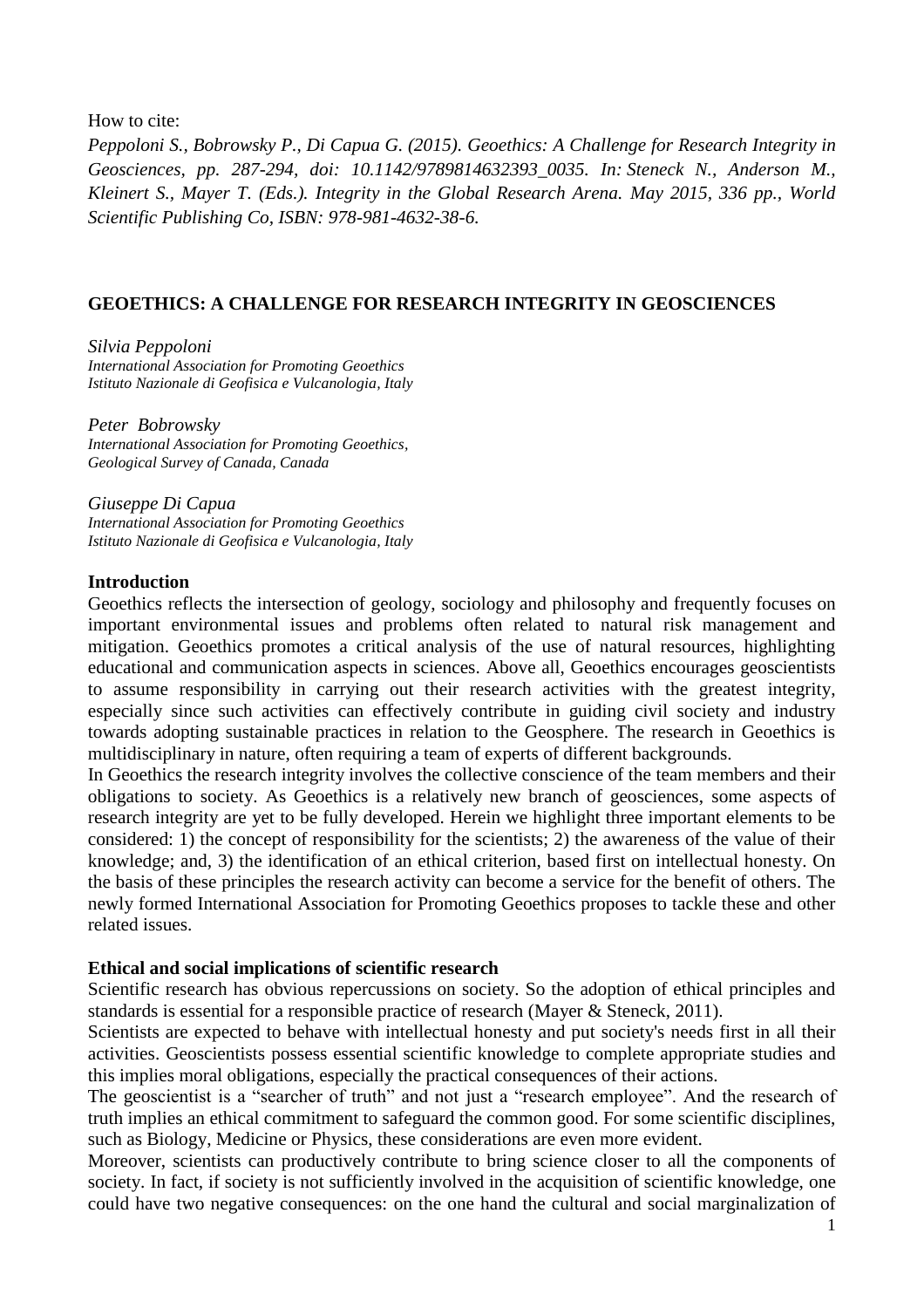How to cite:

*Peppoloni S., Bobrowsky P., Di Capua G. (2015). Geoethics: A Challenge for Research Integrity in Geosciences, pp. 287-294, doi: 10.1142/9789814632393_0035. In: Steneck N., Anderson M., Kleinert S., Mayer T. (Eds.). Integrity in the Global Research Arena. May 2015, 336 pp., World Scientific Publishing Co, ISBN: 978-981-4632-38-6.*

# GEOETHICS: A CHALLENGE FOR RESEARCH INTEGRITY IN GEOSCIENCES

*Silvia Peppoloni*
*International Association for Promoting Geoethics*
*Istituto Nazionale di Geofisica e Vulcanologia, Italy*

*Peter Bobrowsky*
*International Association for Promoting Geoethics,*
*Geological Survey of Canada, Canada*

*Giuseppe Di Capua*
*International Association for Promoting Geoethics*
*Istituto Nazionale di Geofisica e Vulcanologia, Italy*

## Introduction

Geoethics reflects the intersection of geology, sociology and philosophy and frequently focuses on important environmental issues and problems often related to natural risk management and mitigation. Geoethics promotes a critical analysis of the use of natural resources, highlighting educational and communication aspects in sciences. Above all, Geoethics encourages geoscientists to assume responsibility in carrying out their research activities with the greatest integrity, especially since such activities can effectively contribute in guiding civil society and industry towards adopting sustainable practices in relation to the Geosphere. The research in Geoethics is multidisciplinary in nature, often requiring a team of experts of different backgrounds.

In Geoethics the research integrity involves the collective conscience of the team members and their obligations to society. As Geoethics is a relatively new branch of geosciences, some aspects of research integrity are yet to be fully developed. Herein we highlight three important elements to be considered: 1) the concept of responsibility for the scientists; 2) the awareness of the value of their knowledge; and, 3) the identification of an ethical criterion, based first on intellectual honesty. On the basis of these principles the research activity can become a service for the benefit of others. The newly formed International Association for Promoting Geoethics proposes to tackle these and other related issues.

## Ethical and social implications of scientific research

Scientific research has obvious repercussions on society. So the adoption of ethical principles and standards is essential for a responsible practice of research (Mayer & Steneck, 2011).

Scientists are expected to behave with intellectual honesty and put society's needs first in all their activities. Geoscientists possess essential scientific knowledge to complete appropriate studies and this implies moral obligations, especially the practical consequences of their actions.

The geoscientist is a "searcher of truth" and not just a "research employee". And the research of truth implies an ethical commitment to safeguard the common good. For some scientific disciplines, such as Biology, Medicine or Physics, these considerations are even more evident.

Moreover, scientists can productively contribute to bring science closer to all the components of society. In fact, if society is not sufficiently involved in the acquisition of scientific knowledge, one could have two negative consequences: on the one hand the cultural and social marginalization of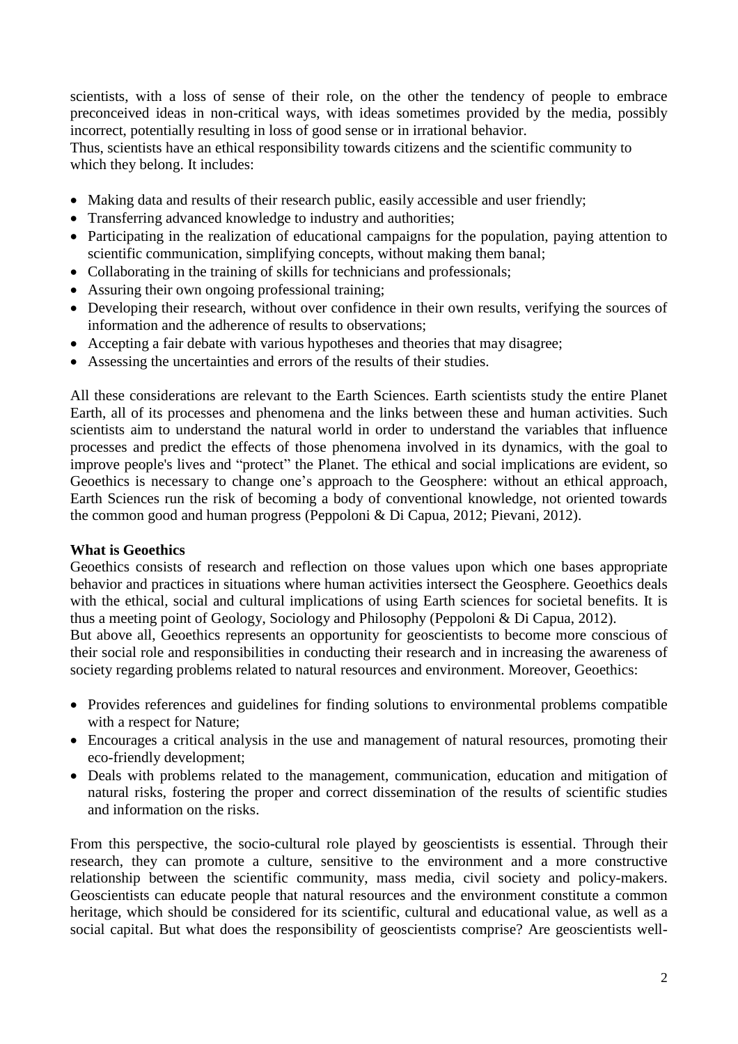scientists, with a loss of sense of their role, on the other the tendency of people to embrace preconceived ideas in non-critical ways, with ideas sometimes provided by the media, possibly incorrect, potentially resulting in loss of good sense or in irrational behavior.

Thus, scientists have an ethical responsibility towards citizens and the scientific community to which they belong. It includes:

- Making data and results of their research public, easily accessible and user friendly;
- Transferring advanced knowledge to industry and authorities;
- Participating in the realization of educational campaigns for the population, paying attention to scientific communication, simplifying concepts, without making them banal;
- Collaborating in the training of skills for technicians and professionals;
- Assuring their own ongoing professional training;
- Developing their research, without over confidence in their own results, verifying the sources of information and the adherence of results to observations;
- Accepting a fair debate with various hypotheses and theories that may disagree;
- Assessing the uncertainties and errors of the results of their studies.

All these considerations are relevant to the Earth Sciences. Earth scientists study the entire Planet Earth, all of its processes and phenomena and the links between these and human activities. Such scientists aim to understand the natural world in order to understand the variables that influence processes and predict the effects of those phenomena involved in its dynamics, with the goal to improve people's lives and "protect" the Planet. The ethical and social implications are evident, so Geoethics is necessary to change one's approach to the Geosphere: without an ethical approach, Earth Sciences run the risk of becoming a body of conventional knowledge, not oriented towards the common good and human progress (Peppoloni & Di Capua, 2012; Pievani, 2012).

**What is Geoethics**

Geoethics consists of research and reflection on those values upon which one bases appropriate behavior and practices in situations where human activities intersect the Geosphere. Geoethics deals with the ethical, social and cultural implications of using Earth sciences for societal benefits. It is thus a meeting point of Geology, Sociology and Philosophy (Peppoloni & Di Capua, 2012).

But above all, Geoethics represents an opportunity for geoscientists to become more conscious of their social role and responsibilities in conducting their research and in increasing the awareness of society regarding problems related to natural resources and environment. Moreover, Geoethics:

- Provides references and guidelines for finding solutions to environmental problems compatible with a respect for Nature;
- Encourages a critical analysis in the use and management of natural resources, promoting their eco-friendly development;
- Deals with problems related to the management, communication, education and mitigation of natural risks, fostering the proper and correct dissemination of the results of scientific studies and information on the risks.

From this perspective, the socio-cultural role played by geoscientists is essential. Through their research, they can promote a culture, sensitive to the environment and a more constructive relationship between the scientific community, mass media, civil society and policy-makers. Geoscientists can educate people that natural resources and the environment constitute a common heritage, which should be considered for its scientific, cultural and educational value, as well as a social capital. But what does the responsibility of geoscientists comprise? Are geoscientists well-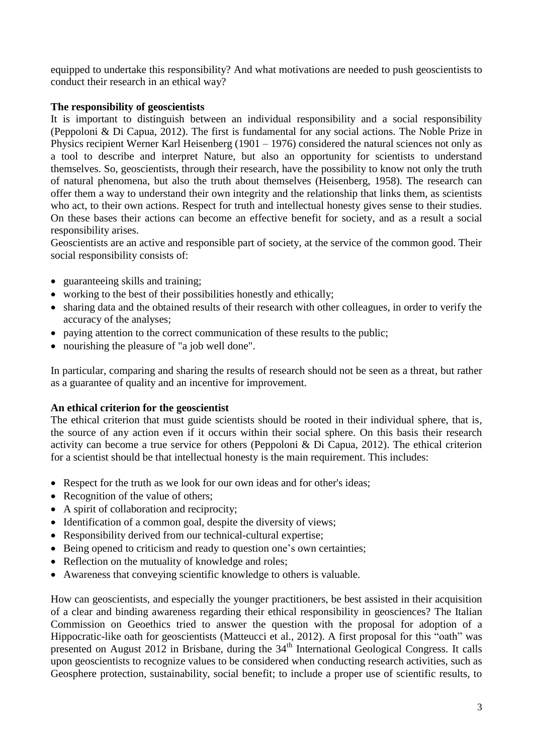equipped to undertake this responsibility? And what motivations are needed to push geoscientists to conduct their research in an ethical way?

**The responsibility of geoscientists**

It is important to distinguish between an individual responsibility and a social responsibility (Peppoloni & Di Capua, 2012). The first is fundamental for any social actions. The Noble Prize in Physics recipient Werner Karl Heisenberg (1901 – 1976) considered the natural sciences not only as a tool to describe and interpret Nature, but also an opportunity for scientists to understand themselves. So, geoscientists, through their research, have the possibility to know not only the truth of natural phenomena, but also the truth about themselves (Heisenberg, 1958). The research can offer them a way to understand their own integrity and the relationship that links them, as scientists who act, to their own actions. Respect for truth and intellectual honesty gives sense to their studies. On these bases their actions can become an effective benefit for society, and as a result a social responsibility arises.

Geoscientists are an active and responsible part of society, at the service of the common good. Their social responsibility consists of:

- guaranteeing skills and training;
- working to the best of their possibilities honestly and ethically;
- sharing data and the obtained results of their research with other colleagues, in order to verify the accuracy of the analyses;
- paying attention to the correct communication of these results to the public;
- nourishing the pleasure of "a job well done".

In particular, comparing and sharing the results of research should not be seen as a threat, but rather as a guarantee of quality and an incentive for improvement.

**An ethical criterion for the geoscientist**

The ethical criterion that must guide scientists should be rooted in their individual sphere, that is, the source of any action even if it occurs within their social sphere. On this basis their research activity can become a true service for others (Peppoloni & Di Capua, 2012). The ethical criterion for a scientist should be that intellectual honesty is the main requirement. This includes:

- Respect for the truth as we look for our own ideas and for other's ideas;
- Recognition of the value of others;
- A spirit of collaboration and reciprocity;
- Identification of a common goal, despite the diversity of views;
- Responsibility derived from our technical-cultural expertise;
- Being opened to criticism and ready to question one's own certainties;
- Reflection on the mutuality of knowledge and roles;
- Awareness that conveying scientific knowledge to others is valuable.

How can geoscientists, and especially the younger practitioners, be best assisted in their acquisition of a clear and binding awareness regarding their ethical responsibility in geosciences? The Italian Commission on Geoethics tried to answer the question with the proposal for adoption of a Hippocratic-like oath for geoscientists (Matteucci et al., 2012). A first proposal for this "oath" was presented on August 2012 in Brisbane, during the 34th International Geological Congress. It calls upon geoscientists to recognize values to be considered when conducting research activities, such as Geosphere protection, sustainability, social benefit; to include a proper use of scientific results, to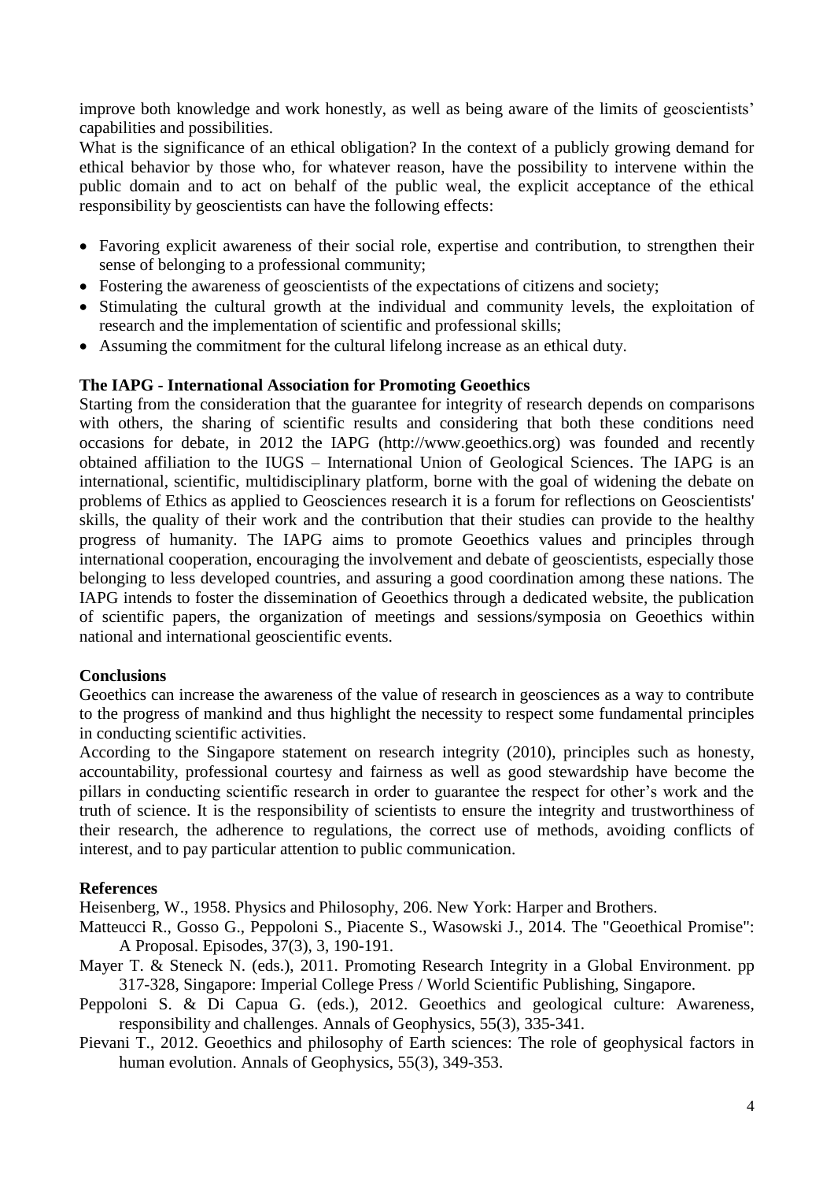improve both knowledge and work honestly, as well as being aware of the limits of geoscientists' capabilities and possibilities.

What is the significance of an ethical obligation? In the context of a publicly growing demand for ethical behavior by those who, for whatever reason, have the possibility to intervene within the public domain and to act on behalf of the public weal, the explicit acceptance of the ethical responsibility by geoscientists can have the following effects:

- Favoring explicit awareness of their social role, expertise and contribution, to strengthen their sense of belonging to a professional community;
- Fostering the awareness of geoscientists of the expectations of citizens and society;
- Stimulating the cultural growth at the individual and community levels, the exploitation of research and the implementation of scientific and professional skills;
- Assuming the commitment for the cultural lifelong increase as an ethical duty.

**The IAPG - International Association for Promoting Geoethics**

Starting from the consideration that the guarantee for integrity of research depends on comparisons with others, the sharing of scientific results and considering that both these conditions need occasions for debate, in 2012 the IAPG (http://www.geoethics.org) was founded and recently obtained affiliation to the IUGS – International Union of Geological Sciences. The IAPG is an international, scientific, multidisciplinary platform, borne with the goal of widening the debate on problems of Ethics as applied to Geosciences research it is a forum for reflections on Geoscientists' skills, the quality of their work and the contribution that their studies can provide to the healthy progress of humanity. The IAPG aims to promote Geoethics values and principles through international cooperation, encouraging the involvement and debate of geoscientists, especially those belonging to less developed countries, and assuring a good coordination among these nations. The IAPG intends to foster the dissemination of Geoethics through a dedicated website, the publication of scientific papers, the organization of meetings and sessions/symposia on Geoethics within national and international geoscientific events.

**Conclusions**

Geoethics can increase the awareness of the value of research in geosciences as a way to contribute to the progress of mankind and thus highlight the necessity to respect some fundamental principles in conducting scientific activities.

According to the Singapore statement on research integrity (2010), principles such as honesty, accountability, professional courtesy and fairness as well as good stewardship have become the pillars in conducting scientific research in order to guarantee the respect for other's work and the truth of science. It is the responsibility of scientists to ensure the integrity and trustworthiness of their research, the adherence to regulations, the correct use of methods, avoiding conflicts of interest, and to pay particular attention to public communication.

**References**

Heisenberg, W., 1958. Physics and Philosophy, 206. New York: Harper and Brothers.

Matteucci R., Gosso G., Peppoloni S., Piacente S., Wasowski J., 2014. The "Geoethical Promise": A Proposal. Episodes, 37(3), 3, 190-191.

Mayer T. & Steneck N. (eds.), 2011. Promoting Research Integrity in a Global Environment. pp 317-328, Singapore: Imperial College Press / World Scientific Publishing, Singapore.

Peppoloni S. & Di Capua G. (eds.), 2012. Geoethics and geological culture: Awareness, responsibility and challenges. Annals of Geophysics, 55(3), 335-341.

Pievani T., 2012. Geoethics and philosophy of Earth sciences: The role of geophysical factors in human evolution. Annals of Geophysics, 55(3), 349-353.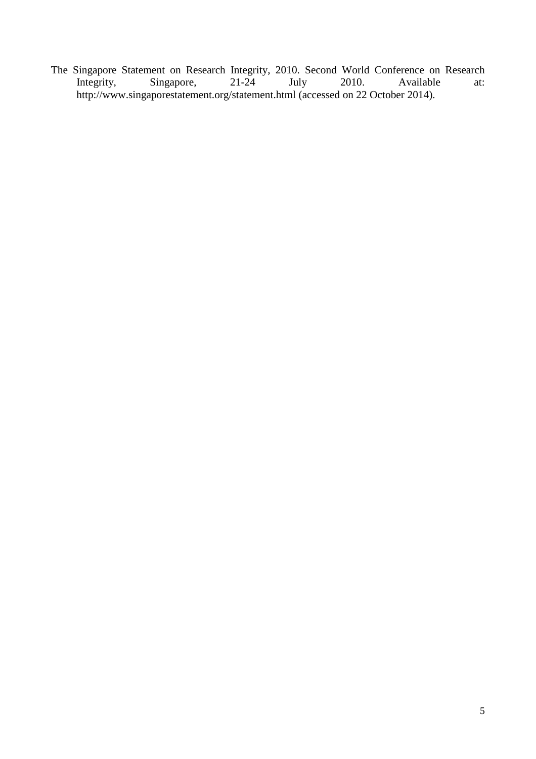The Singapore Statement on Research Integrity, 2010. Second World Conference on Research Integrity, Singapore, 21-24 July 2010. Available at: http://www.singaporestatement.org/statement.html (accessed on 22 October 2014).